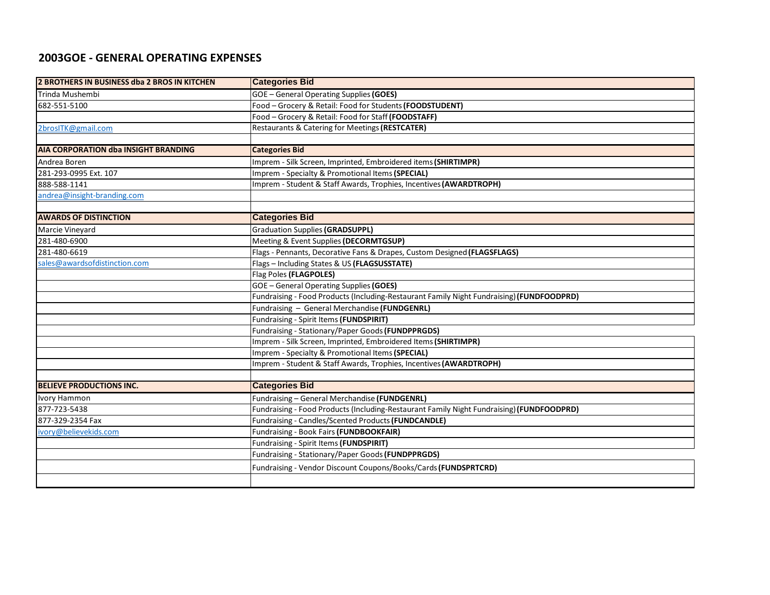## 2003GOE - GENERAL OPERATING EXPENSES

| 2 BROTHERS IN BUSINESS dba 2 BROS IN KITCHEN | Categories Bid |
|---|---|
| Trinda Mushembi | GOE – General Operating Supplies **(GOES)** |
| 682-551-5100 | Food – Grocery & Retail: Food for Students **(FOODSTUDENT)** |
| | Food – Grocery & Retail: Food for Staff **(FOODSTAFF)** |
| 2brosITK@gmail.com | Restaurants & Catering for Meetings **(RESTCATER)** |
| | |
| **AIA CORPORATION dba INSIGHT BRANDING** | **Categories Bid** |
| Andrea Boren | Imprem - Silk Screen, Imprinted, Embroidered items **(SHIRTIMPR)** |
| 281-293-0995 Ext. 107 | Imprem - Specialty & Promotional Items **(SPECIAL)** |
| 888-588-1141 | Imprem - Student & Staff Awards, Trophies, Incentives **(AWARDTROPH)** |
| andrea@insight-branding.com | |
| | |
| **AWARDS OF DISTINCTION** | **Categories Bid** |
| Marcie Vineyard | Graduation Supplies **(GRADSUPPL)** |
| 281-480-6900 | Meeting & Event Supplies **(DECORMTGSUP)** |
| 281-480-6619 | Flags - Pennants, Decorative Fans & Drapes, Custom Designed **(FLAGSFLAGS)** |
| sales@awardsofdistinction.com | Flags – Including States & US **(FLAGSUSSTATE)** |
| | Flag Poles **(FLAGPOLES)** |
| | GOE – General Operating Supplies **(GOES)** |
| | Fundraising - Food Products (Including-Restaurant Family Night Fundraising) **(FUNDFOODPRD)** |
| | Fundraising – General Merchandise **(FUNDGENRL)** |
| | Fundraising - Spirit Items **(FUNDSPIRIT)** |
| | Fundraising - Stationary/Paper Goods **(FUNDPPRGDS)** |
| | Imprem - Silk Screen, Imprinted, Embroidered Items **(SHIRTIMPR)** |
| | Imprem - Specialty & Promotional Items **(SPECIAL)** |
| | Imprem - Student & Staff Awards, Trophies, Incentives **(AWARDTROPH)** |
| | |
| **BELIEVE PRODUCTIONS INC.** | **Categories Bid** |
| Ivory Hammon | Fundraising – General Merchandise **(FUNDGENRL)** |
| 877-723-5438 | Fundraising - Food Products (Including-Restaurant Family Night Fundraising) **(FUNDFOODPRD)** |
| 877-329-2354 Fax | Fundraising - Candles/Scented Products **(FUNDCANDLE)** |
| ivory@believekids.com | Fundraising - Book Fairs **(FUNDBOOKFAIR)** |
| | Fundraising - Spirit Items **(FUNDSPIRIT)** |
| | Fundraising - Stationary/Paper Goods **(FUNDPPRGDS)** |
| | Fundraising - Vendor Discount Coupons/Books/Cards **(FUNDSPRTCRD)** |
| | |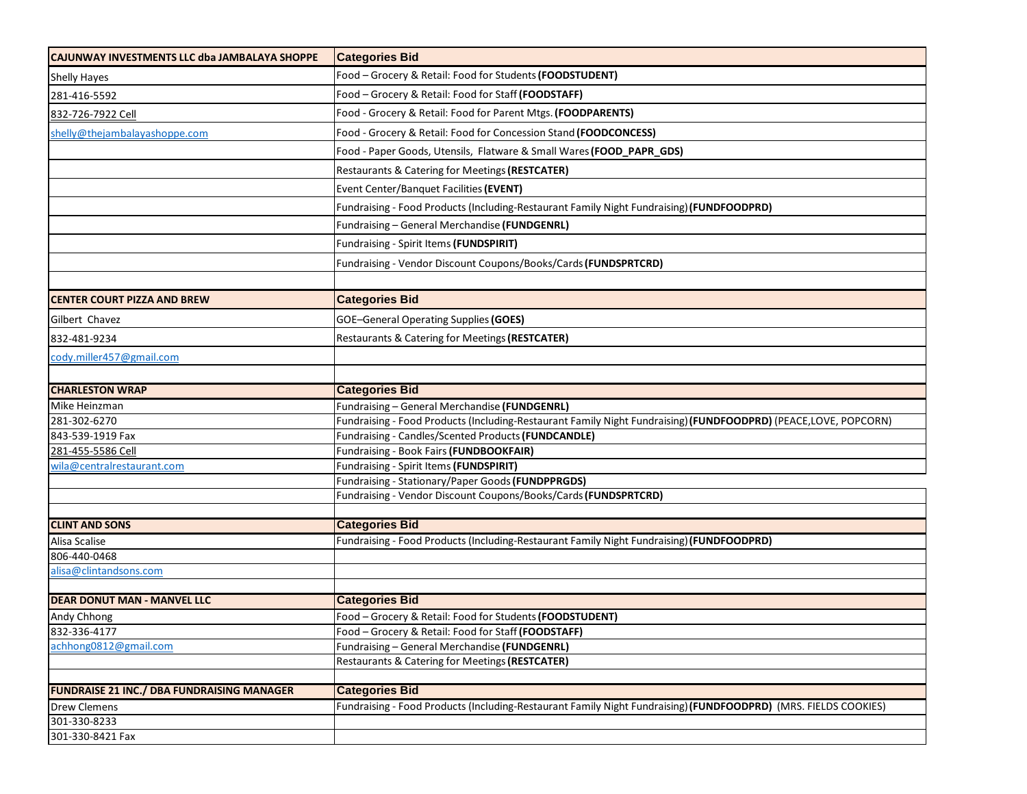| CAJUNWAY INVESTMENTS LLC dba JAMBALAYA SHOPPE | Categories Bid |
|---|---|
| Shelly Hayes | Food – Grocery & Retail: Food for Students **(FOODSTUDENT)** |
| 281-416-5592 | Food – Grocery & Retail: Food for Staff **(FOODSTAFF)** |
| 832-726-7922 Cell | Food - Grocery & Retail: Food for Parent Mtgs. **(FOODPARENTS)** |
| shelly@thejambalayashoppe.com | Food - Grocery & Retail: Food for Concession Stand **(FOODCONCESS)** |
| | Food - Paper Goods, Utensils, Flatware & Small Wares **(FOOD_PAPR_GDS)** |
| | Restaurants & Catering for Meetings **(RESTCATER)** |
| | Event Center/Banquet Facilities **(EVENT)** |
| | Fundraising - Food Products (Including-Restaurant Family Night Fundraising) **(FUNDFOODPRD)** |
| | Fundraising – General Merchandise **(FUNDGENRL)** |
| | Fundraising - Spirit Items **(FUNDSPIRIT)** |
| | Fundraising - Vendor Discount Coupons/Books/Cards **(FUNDSPRTCRD)** |
| | |
| **CENTER COURT PIZZA AND BREW** | **Categories Bid** |
| Gilbert Chavez | GOE–General Operating Supplies **(GOES)** |
| 832-481-9234 | Restaurants & Catering for Meetings **(RESTCATER)** |
| cody.miller457@gmail.com | |
| | |
| **CHARLESTON WRAP** | **Categories Bid** |
| Mike Heinzman | Fundraising – General Merchandise **(FUNDGENRL)** |
| 281-302-6270 | Fundraising - Food Products (Including-Restaurant Family Night Fundraising) **(FUNDFOODPRD)** (PEACE,LOVE, POPCORN) |
| 843-539-1919 Fax | Fundraising - Candles/Scented Products **(FUNDCANDLE)** |
| 281-455-5586 Cell | Fundraising - Book Fairs **(FUNDBOOKFAIR)** |
| wila@centralrestaurant.com | Fundraising - Spirit Items **(FUNDSPIRIT)** |
| | Fundraising - Stationary/Paper Goods **(FUNDPPRGDS)** |
| | Fundraising - Vendor Discount Coupons/Books/Cards **(FUNDSPRTCRD)** |
| | |
| **CLINT AND SONS** | **Categories Bid** |
| Alisa Scalise | Fundraising - Food Products (Including-Restaurant Family Night Fundraising) **(FUNDFOODPRD)** |
| 806-440-0468 | |
| alisa@clintandsons.com | |
| | |
| **DEAR DONUT MAN - MANVEL LLC** | **Categories Bid** |
| Andy Chhong | Food – Grocery & Retail: Food for Students **(FOODSTUDENT)** |
| 832-336-4177 | Food – Grocery & Retail: Food for Staff **(FOODSTAFF)** |
| achhong0812@gmail.com | Fundraising – General Merchandise **(FUNDGENRL)** |
| | Restaurants & Catering for Meetings **(RESTCATER)** |
| | |
| **FUNDRAISE 21 INC./ DBA FUNDRAISING MANAGER** | **Categories Bid** |
| Drew Clemens | Fundraising - Food Products (Including-Restaurant Family Night Fundraising) **(FUNDFOODPRD)** (MRS. FIELDS COOKIES) |
| 301-330-8233 | |
| 301-330-8421 Fax | |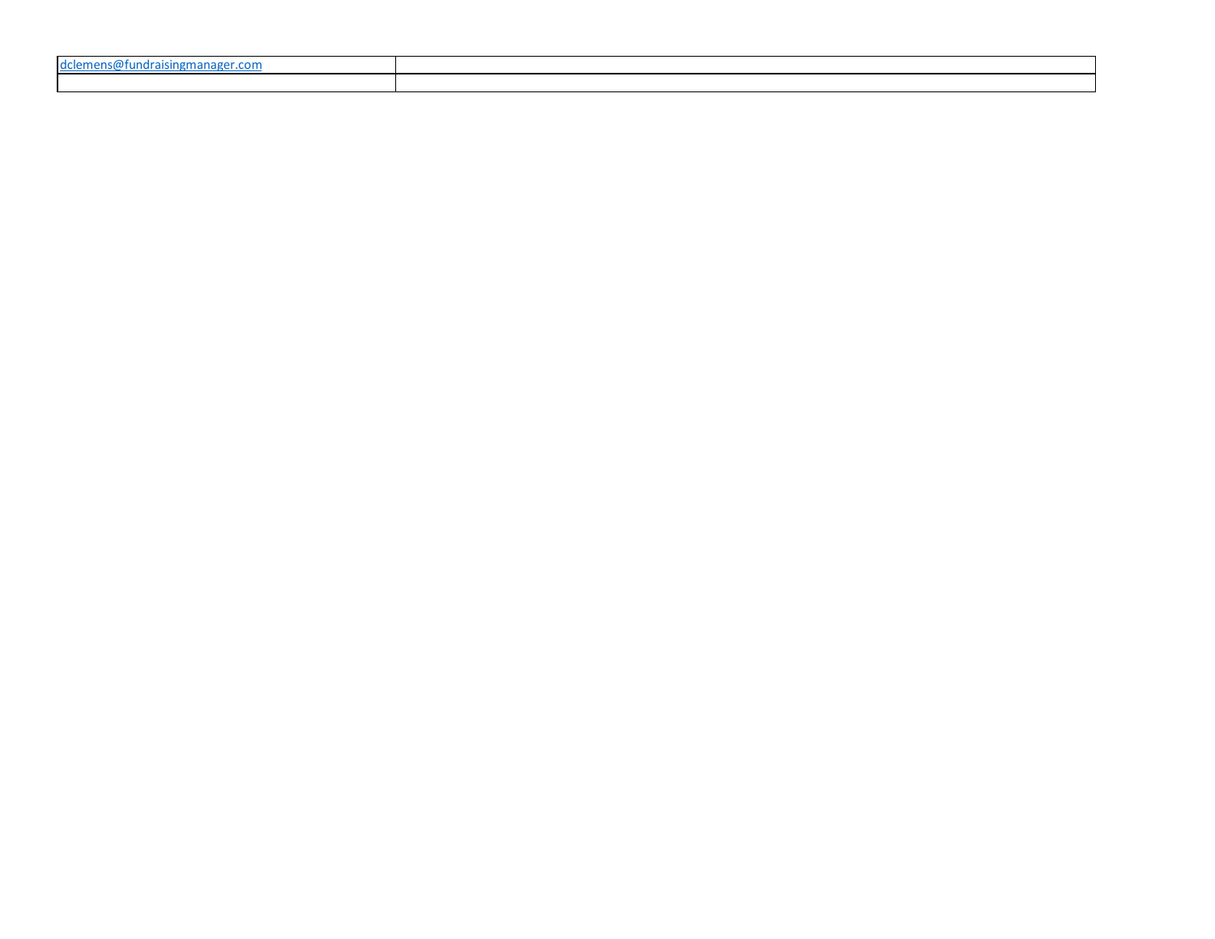| | |
|---|---|
| dclemens@fundraisingmanager.com | |
| | |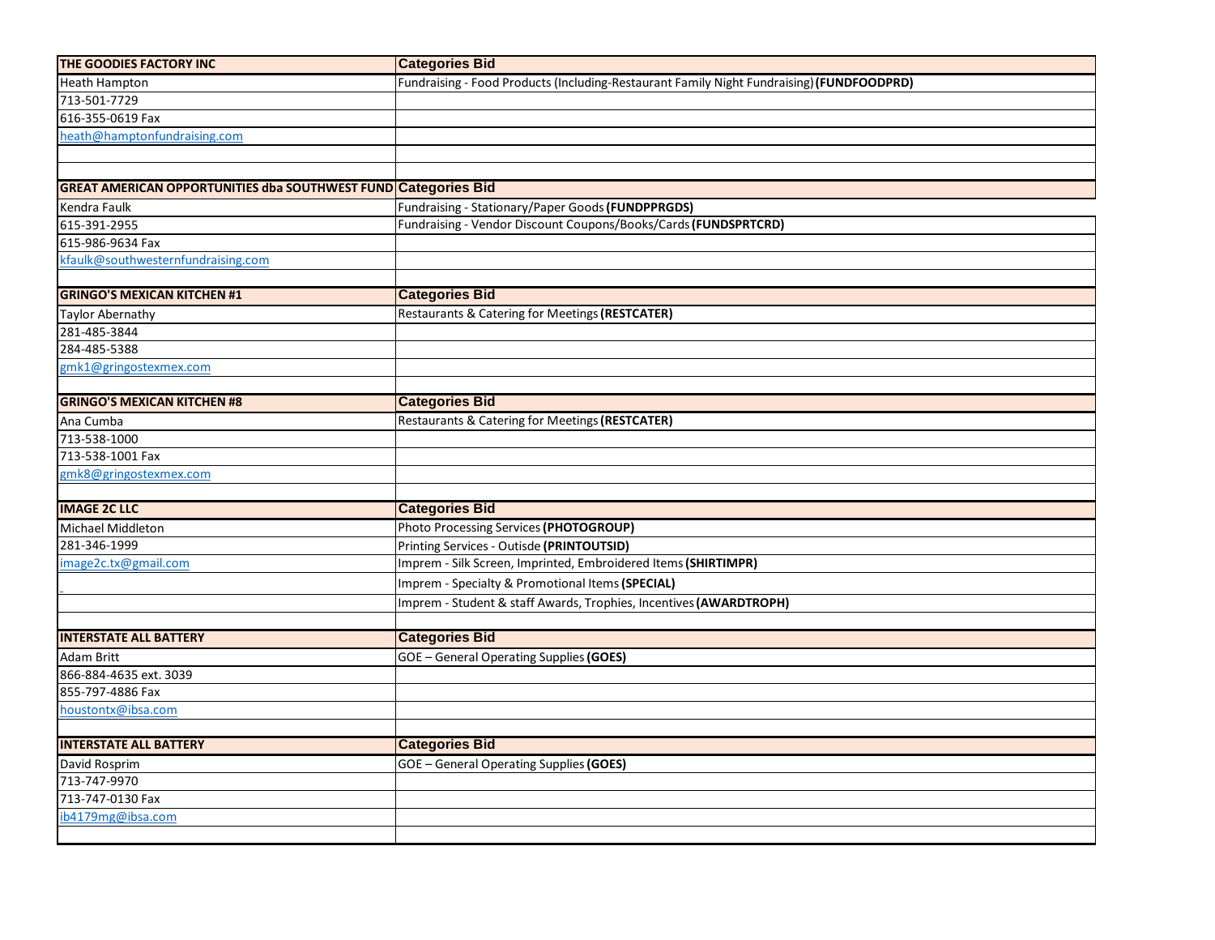| THE GOODIES FACTORY INC | Categories Bid |
|---|---|
| Heath Hampton | Fundraising - Food Products (Including-Restaurant Family Night Fundraising) **(FUNDFOODPRD)** |
| 713-501-7729 | |
| 616-355-0619 Fax | |
| heath@hamptonfundraising.com | |
| | |
| | |
| **GREAT AMERICAN OPPORTUNITIES dba SOUTHWEST FUND** | **Categories Bid** |
| Kendra Faulk | Fundraising - Stationary/Paper Goods **(FUNDPPRGDS)** |
| 615-391-2955 | Fundraising - Vendor Discount Coupons/Books/Cards **(FUNDSPRTCRD)** |
| 615-986-9634 Fax | |
| kfaulk@southwesternfundraising.com | |
| | |
| **GRINGO'S MEXICAN KITCHEN #1** | **Categories Bid** |
| Taylor Abernathy | Restaurants & Catering for Meetings **(RESTCATER)** |
| 281-485-3844 | |
| 284-485-5388 | |
| gmk1@gringostexmex.com | |
| | |
| **GRINGO'S MEXICAN KITCHEN #8** | **Categories Bid** |
| Ana Cumba | Restaurants & Catering for Meetings **(RESTCATER)** |
| 713-538-1000 | |
| 713-538-1001 Fax | |
| gmk8@gringostexmex.com | |
| | |
| **IMAGE 2C LLC** | **Categories Bid** |
| Michael Middleton | Photo Processing Services **(PHOTOGROUP)** |
| 281-346-1999 | Printing Services - Outisde **(PRINTOUTSID)** |
| image2c.tx@gmail.com | Imprem - Silk Screen, Imprinted, Embroidered Items **(SHIRTIMPR)** |
| | Imprem - Specialty & Promotional Items **(SPECIAL)** |
| | Imprem - Student & staff Awards, Trophies, Incentives **(AWARDTROPH)** |
| | |
| **INTERSTATE ALL BATTERY** | **Categories Bid** |
| Adam Britt | GOE – General Operating Supplies **(GOES)** |
| 866-884-4635 ext. 3039 | |
| 855-797-4886 Fax | |
| houstontx@ibsa.com | |
| | |
| **INTERSTATE ALL BATTERY** | **Categories Bid** |
| David Rosprim | GOE – General Operating Supplies **(GOES)** |
| 713-747-9970 | |
| 713-747-0130 Fax | |
| ib4179mg@ibsa.com | |
| | |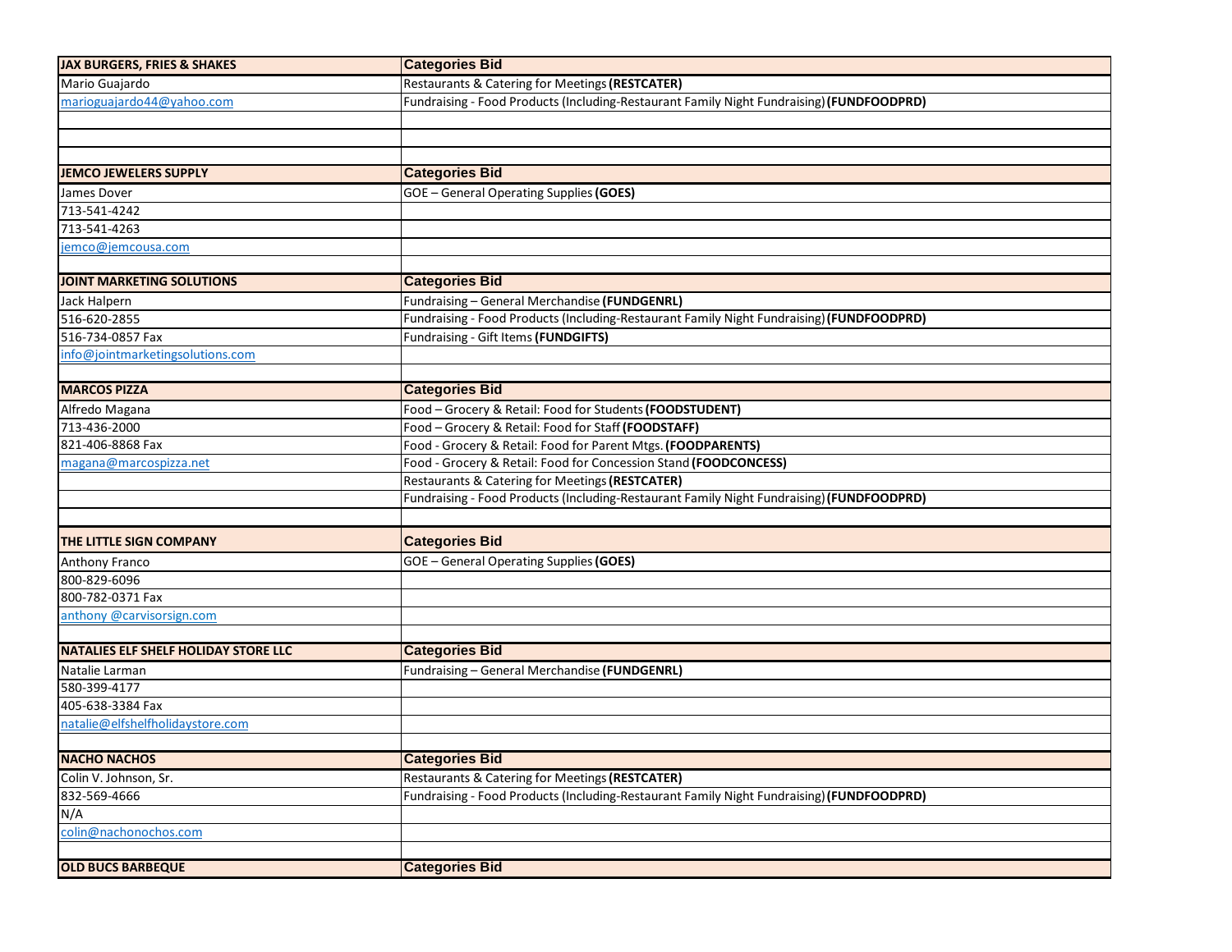| JAX BURGERS, FRIES & SHAKES | Categories Bid |
|---|---|
| Mario Guajardo | Restaurants & Catering for Meetings **(RESTCATER)** |
| marioguajardo44@yahoo.com | Fundraising - Food Products (Including-Restaurant Family Night Fundraising) **(FUNDFOODPRD)** |
| | |
| | |
| | |
| **JEMCO JEWELERS SUPPLY** | **Categories Bid** |
| James Dover | GOE – General Operating Supplies **(GOES)** |
| 713-541-4242 | |
| 713-541-4263 | |
| jemco@jemcousa.com | |
| | |
| **JOINT MARKETING SOLUTIONS** | **Categories Bid** |
| Jack Halpern | Fundraising – General Merchandise **(FUNDGENRL)** |
| 516-620-2855 | Fundraising - Food Products (Including-Restaurant Family Night Fundraising) **(FUNDFOODPRD)** |
| 516-734-0857 Fax | Fundraising - Gift Items **(FUNDGIFTS)** |
| info@jointmarketingsolutions.com | |
| | |
| **MARCOS PIZZA** | **Categories Bid** |
| Alfredo Magana | Food – Grocery & Retail: Food for Students **(FOODSTUDENT)** |
| 713-436-2000 | Food – Grocery & Retail: Food for Staff **(FOODSTAFF)** |
| 821-406-8868 Fax | Food - Grocery & Retail: Food for Parent Mtgs. **(FOODPARENTS)** |
| magana@marcospizza.net | Food - Grocery & Retail: Food for Concession Stand **(FOODCONCESS)** |
| | Restaurants & Catering for Meetings **(RESTCATER)** |
| | Fundraising - Food Products (Including-Restaurant Family Night Fundraising) **(FUNDFOODPRD)** |
| | |
| **THE LITTLE SIGN COMPANY** | **Categories Bid** |
| Anthony Franco | GOE – General Operating Supplies **(GOES)** |
| 800-829-6096 | |
| 800-782-0371 Fax | |
| anthony @carvisorsign.com | |
| | |
| **NATALIES ELF SHELF HOLIDAY STORE LLC** | **Categories Bid** |
| Natalie Larman | Fundraising – General Merchandise **(FUNDGENRL)** |
| 580-399-4177 | |
| 405-638-3384 Fax | |
| natalie@elfshelfholidaystore.com | |
| | |
| **NACHO NACHOS** | **Categories Bid** |
| Colin V. Johnson, Sr. | Restaurants & Catering for Meetings **(RESTCATER)** |
| 832-569-4666 | Fundraising - Food Products (Including-Restaurant Family Night Fundraising) **(FUNDFOODPRD)** |
| N/A | |
| colin@nachonochos.com | |
| | |
| **OLD BUCS BARBEQUE** | **Categories Bid** |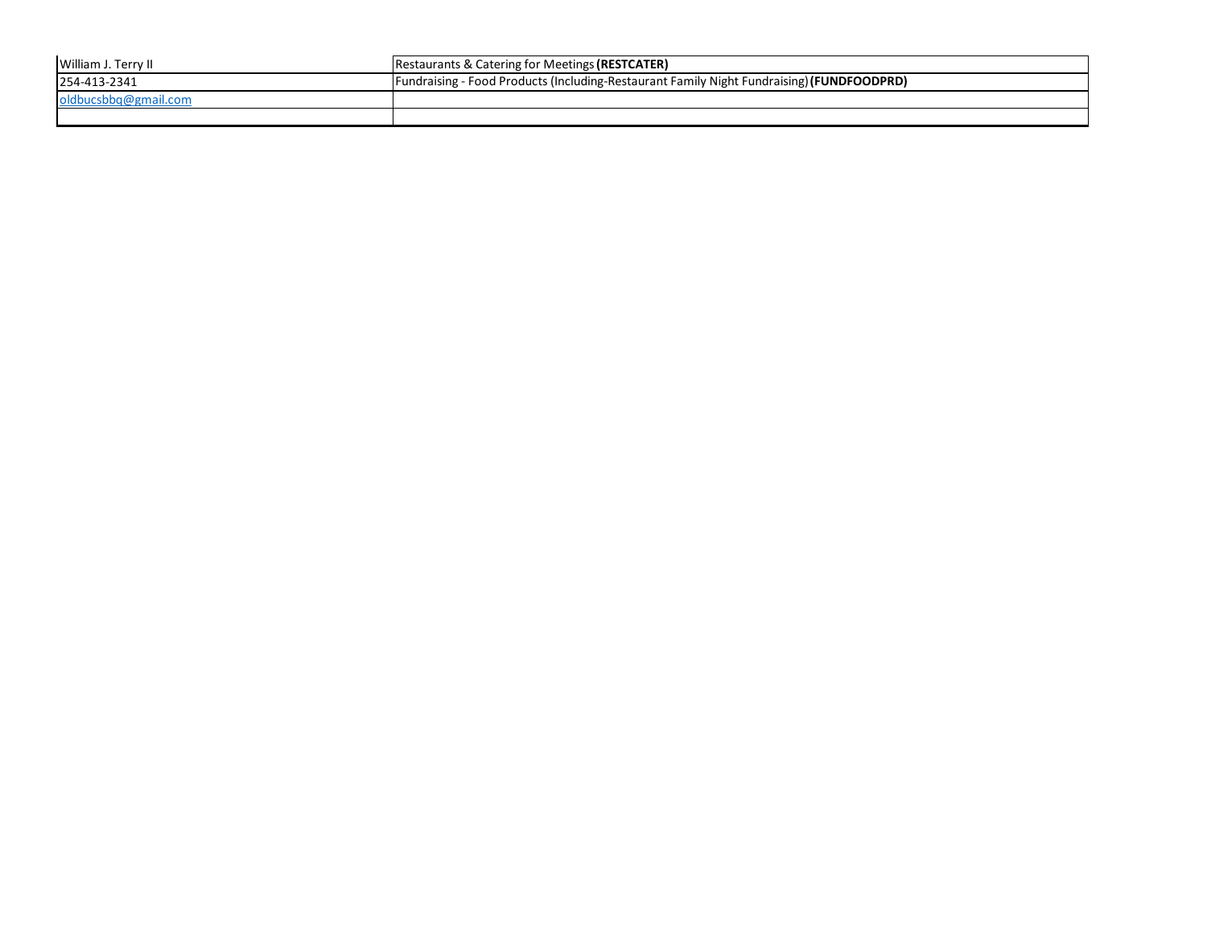| | |
|---|---|
| William J. Terry II | Restaurants & Catering for Meetings **(RESTCATER)** |
| 254-413-2341 | Fundraising - Food Products (Including-Restaurant Family Night Fundraising) **(FUNDFOODPRD)** |
| oldbucsbbq@gmail.com | |
| | |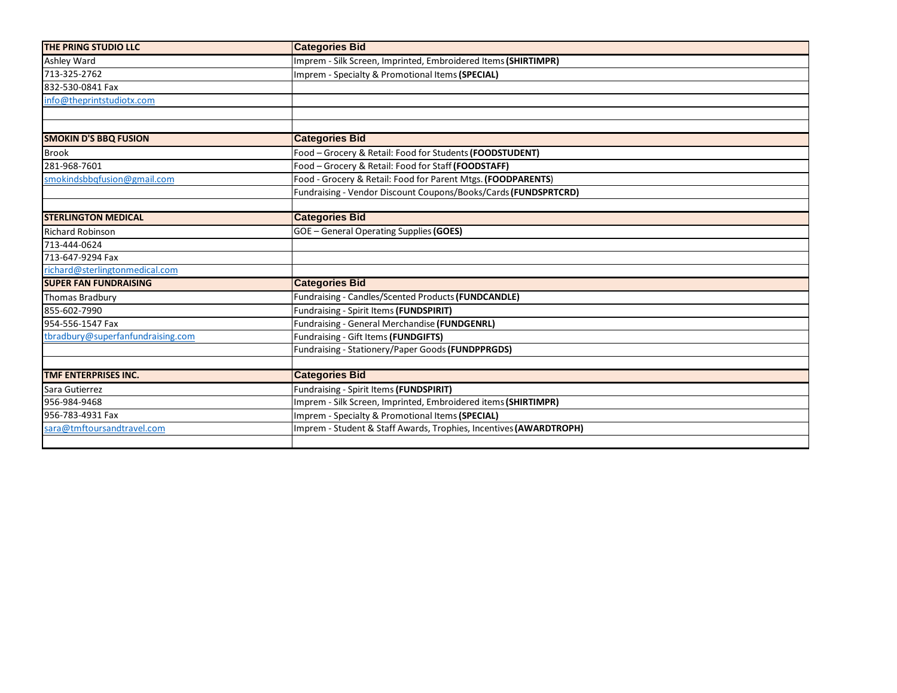| THE PRING STUDIO LLC | Categories Bid |
|---|---|
| Ashley Ward | Imprem - Silk Screen, Imprinted, Embroidered Items **(SHIRTIMPR)** |
| 713-325-2762 | Imprem - Specialty & Promotional Items **(SPECIAL)** |
| 832-530-0841 Fax | |
| info@theprintstudiotx.com | |
| | |
| | |
| **SMOKIN D'S BBQ FUSION** | **Categories Bid** |
| Brook | Food – Grocery & Retail: Food for Students **(FOODSTUDENT)** |
| 281-968-7601 | Food – Grocery & Retail: Food for Staff **(FOODSTAFF)** |
| smokindsbbqfusion@gmail.com | Food - Grocery & Retail: Food for Parent Mtgs. **(FOODPARENTS)** |
| | Fundraising - Vendor Discount Coupons/Books/Cards **(FUNDSPRTCRD)** |
| | |
| **STERLINGTON MEDICAL** | **Categories Bid** |
| Richard Robinson | GOE – General Operating Supplies **(GOES)** |
| 713-444-0624 | |
| 713-647-9294 Fax | |
| richard@sterlingtonmedical.com | |
| **SUPER FAN FUNDRAISING** | **Categories Bid** |
| Thomas Bradbury | Fundraising - Candles/Scented Products **(FUNDCANDLE)** |
| 855-602-7990 | Fundraising - Spirit Items **(FUNDSPIRIT)** |
| 954-556-1547 Fax | Fundraising - General Merchandise **(FUNDGENRL)** |
| tbradbury@superfanfundraising.com | Fundraising - Gift Items **(FUNDGIFTS)** |
| | Fundraising - Stationery/Paper Goods **(FUNDPPRGDS)** |
| | |
| **TMF ENTERPRISES INC.** | **Categories Bid** |
| Sara Gutierrez | Fundraising - Spirit Items **(FUNDSPIRIT)** |
| 956-984-9468 | Imprem - Silk Screen, Imprinted, Embroidered items **(SHIRTIMPR)** |
| 956-783-4931 Fax | Imprem - Specialty & Promotional Items **(SPECIAL)** |
| sara@tmftoursandtravel.com | Imprem - Student & Staff Awards, Trophies, Incentives **(AWARDTROPH)** |
| | |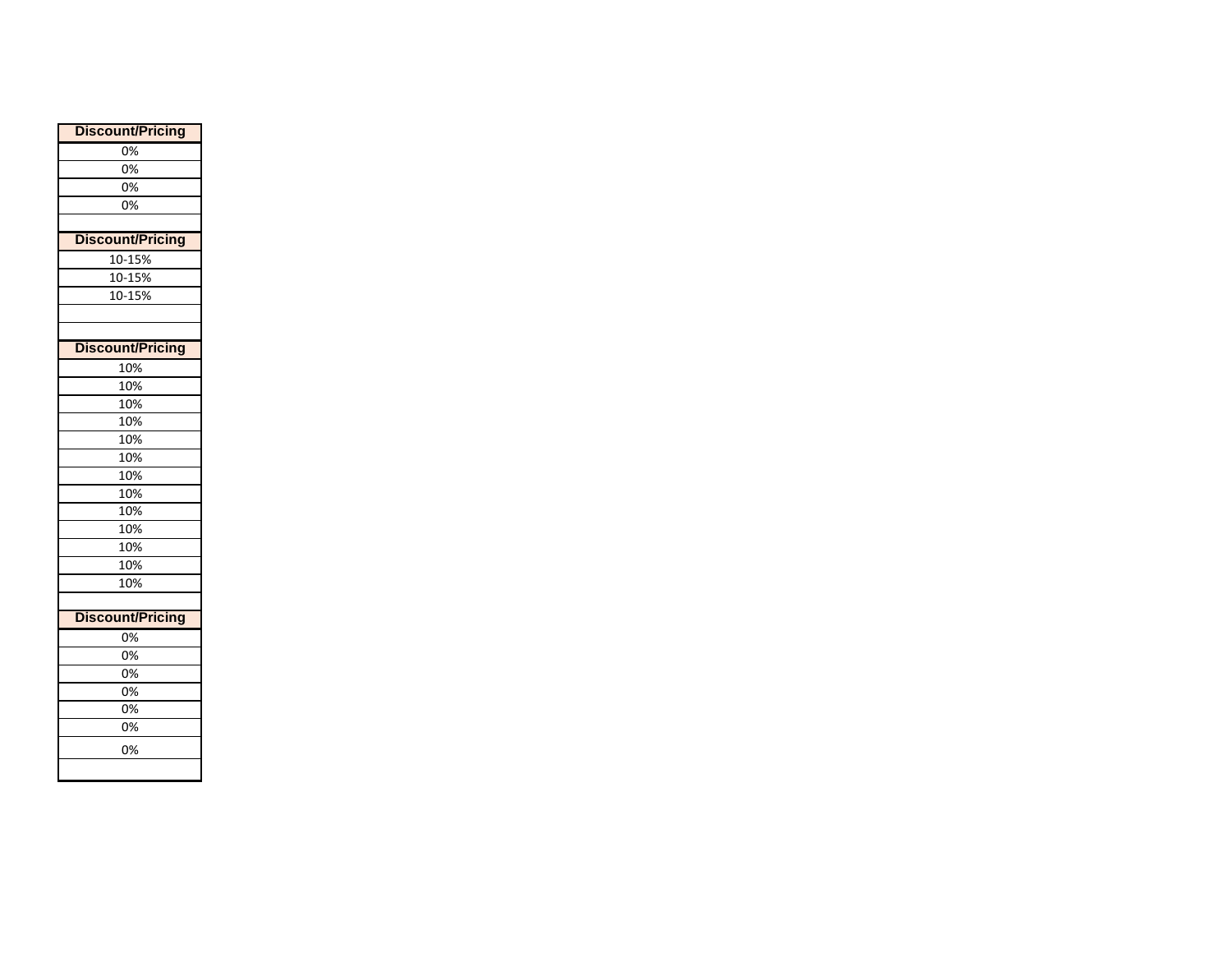| Discount/Pricing |
| --- |
| 0% |
| 0% |
| 0% |
| 0% |
| |

| Discount/Pricing |
| --- |
| 10-15% |
| 10-15% |
| 10-15% |
| |
| |

| Discount/Pricing |
| --- |
| 10% |
| 10% |
| 10% |
| 10% |
| 10% |
| 10% |
| 10% |
| 10% |
| 10% |
| 10% |
| 10% |
| 10% |
| 10% |
| |

| Discount/Pricing |
| --- |
| 0% |
| 0% |
| 0% |
| 0% |
| 0% |
| 0% |
| 0% |
| |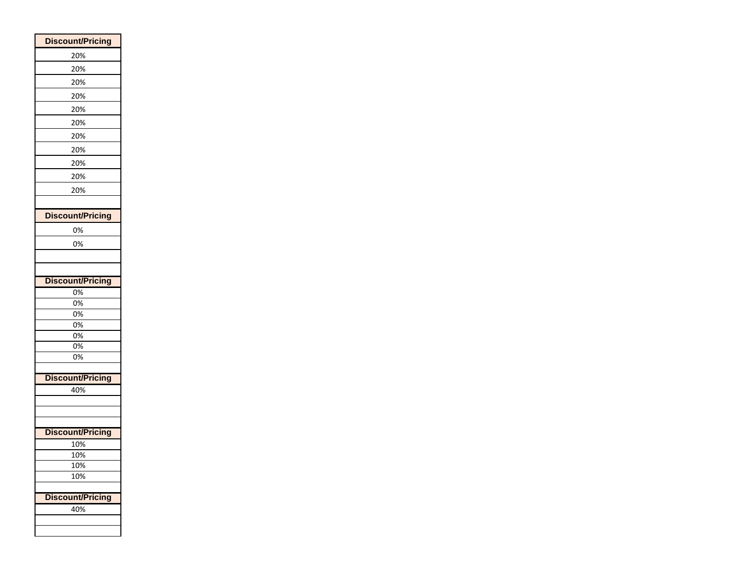| Discount/Pricing |
| --- |
| 20% |
| 20% |
| 20% |
| 20% |
| 20% |
| 20% |
| 20% |
| 20% |
| 20% |
| 20% |
| 20% |
| |

| Discount/Pricing |
| --- |
| 0% |
| 0% |
| |
| |

| Discount/Pricing |
| --- |
| 0% |
| 0% |
| 0% |
| 0% |
| 0% |
| 0% |
| 0% |
| |

| Discount/Pricing |
| --- |
| 40% |
| |
| |
| |

| Discount/Pricing |
| --- |
| 10% |
| 10% |
| 10% |
| 10% |
| |

| Discount/Pricing |
| --- |
| 40% |
| |
| |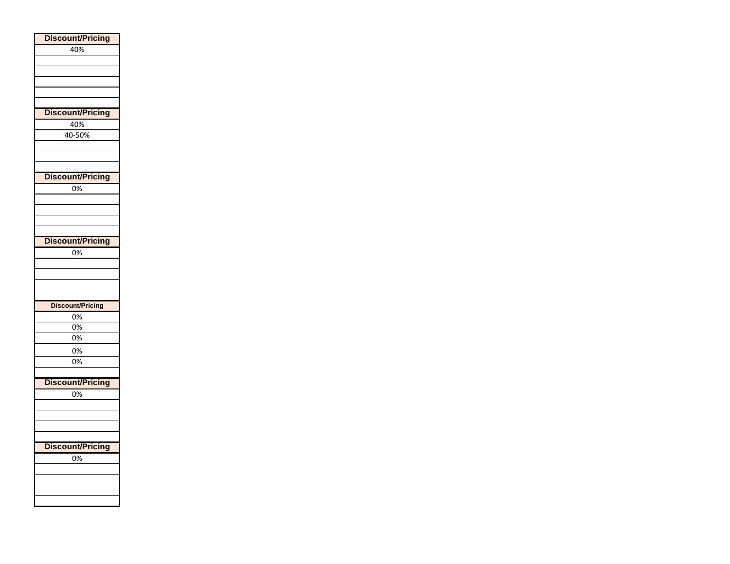| Discount/Pricing |
|---|
| 40% |
| |
| |
| |
| |
| |

| Discount/Pricing |
|---|
| 40% |
| 40-50% |
| |
| |
| |

| Discount/Pricing |
|---|
| 0% |
| |
| |
| |
| |

| Discount/Pricing |
|---|
| 0% |
| |
| |
| |
| |

| Discount/Pricing |
|---|
| 0% |
| 0% |
| 0% |
| 0% |
| 0% |
| |

| Discount/Pricing |
|---|
| 0% |
| |
| |
| |
| |

| Discount/Pricing |
|---|
| 0% |
| |
| |
| |
| |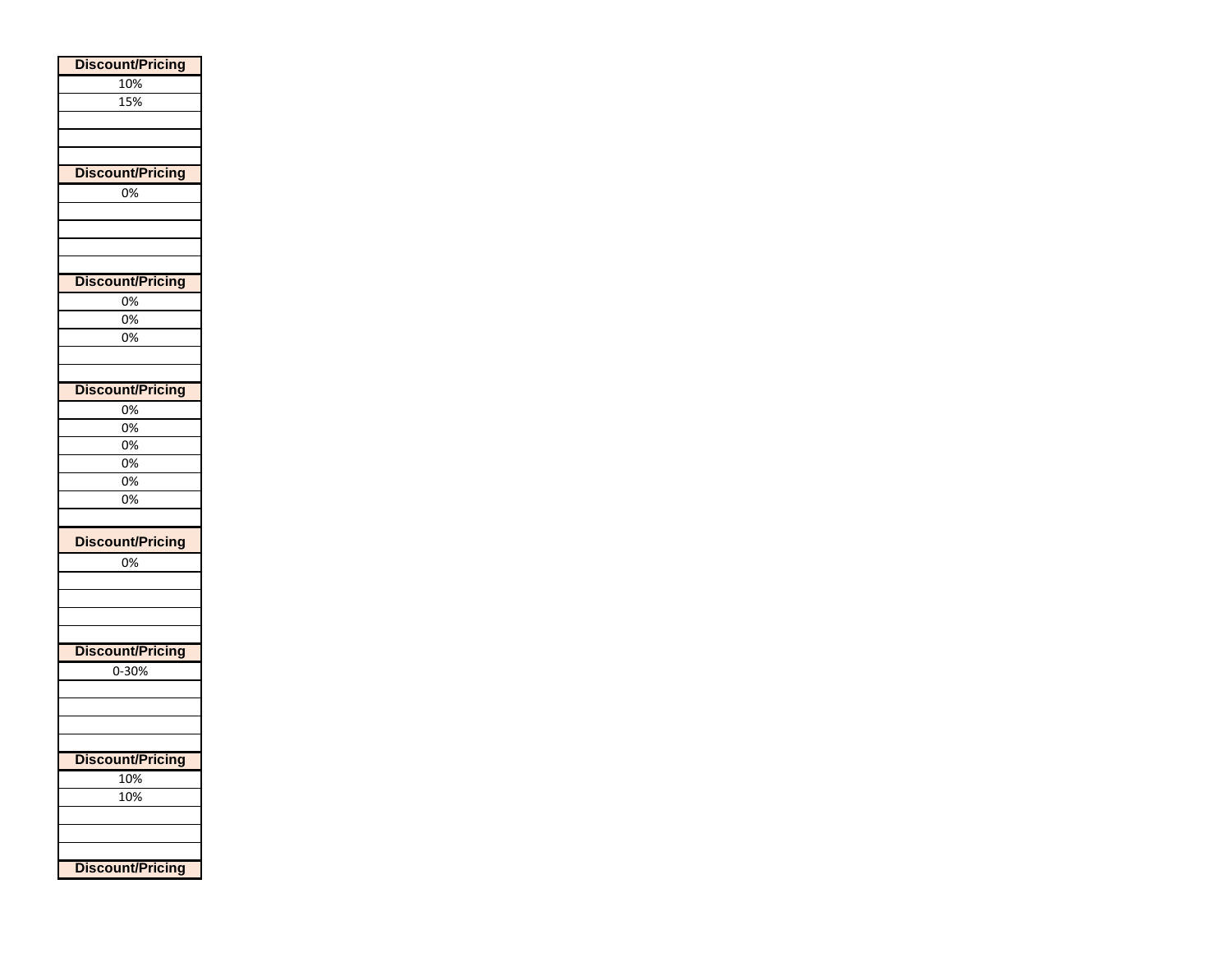| Discount/Pricing |
| --- |
| 10% |
| 15% |
| |
| |
| |

| Discount/Pricing |
| --- |
| 0% |
| |
| |
| |
| |

| Discount/Pricing |
| --- |
| 0% |
| 0% |
| 0% |
| |
| |

| Discount/Pricing |
| --- |
| 0% |
| 0% |
| 0% |
| 0% |
| 0% |
| 0% |
| |

| Discount/Pricing |
| --- |
| 0% |
| |
| |
| |
| |

| Discount/Pricing |
| --- |
| 0-30% |
| |
| |
| |
| |

| Discount/Pricing |
| --- |
| 10% |
| 10% |
| |
| |
| |

| Discount/Pricing |
| --- |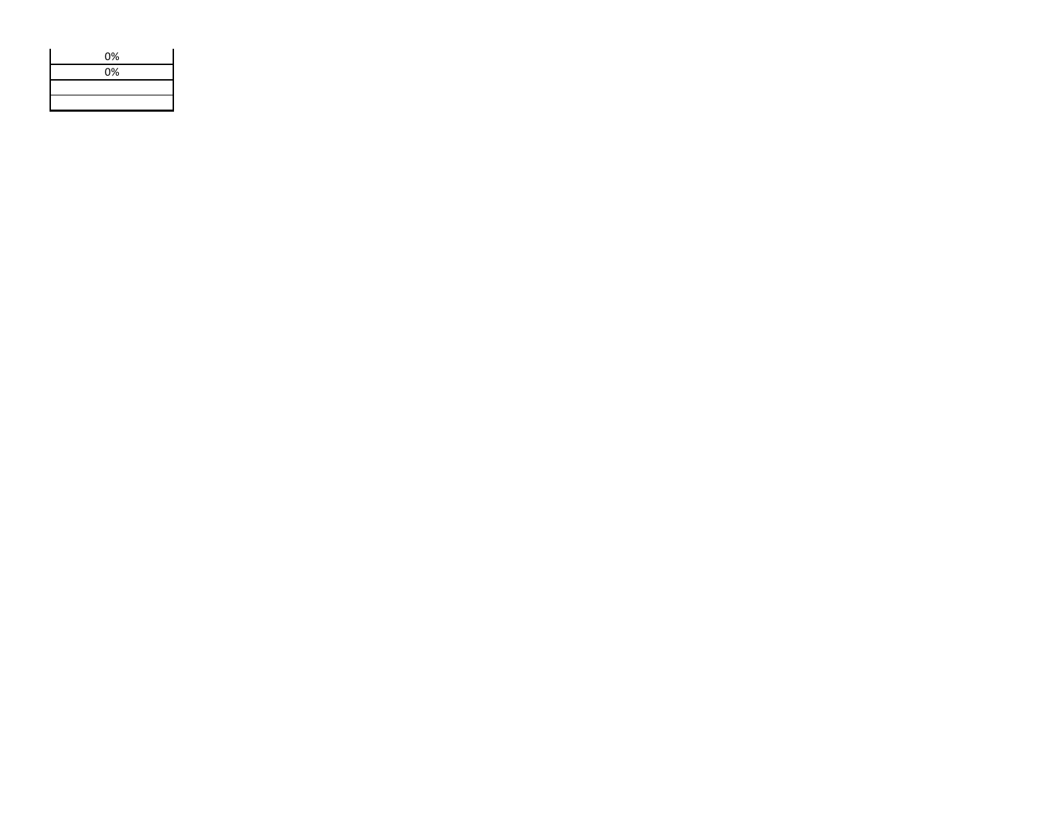| |
|---|
| 0% |
| 0% |
| |
| |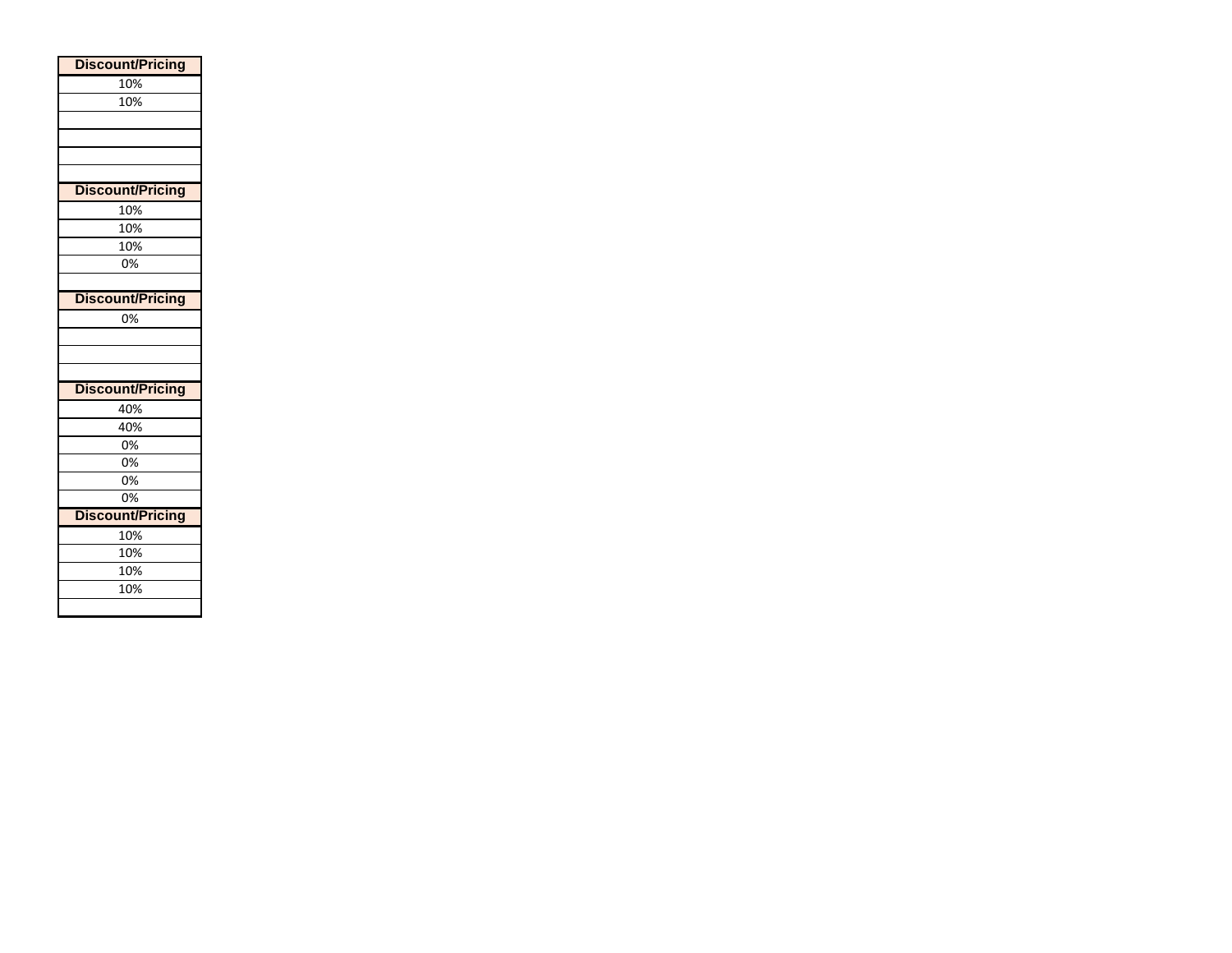| Discount/Pricing |
|---|
| 10% |
| 10% |
| |
| |
| |
| |

| Discount/Pricing |
|---|
| 10% |
| 10% |
| 10% |
| 0% |
| |

| Discount/Pricing |
|---|
| 0% |
| |
| |
| |

| Discount/Pricing |
|---|
| 40% |
| 40% |
| 0% |
| 0% |
| 0% |
| 0% |

| Discount/Pricing |
|---|
| 10% |
| 10% |
| 10% |
| 10% |
| |